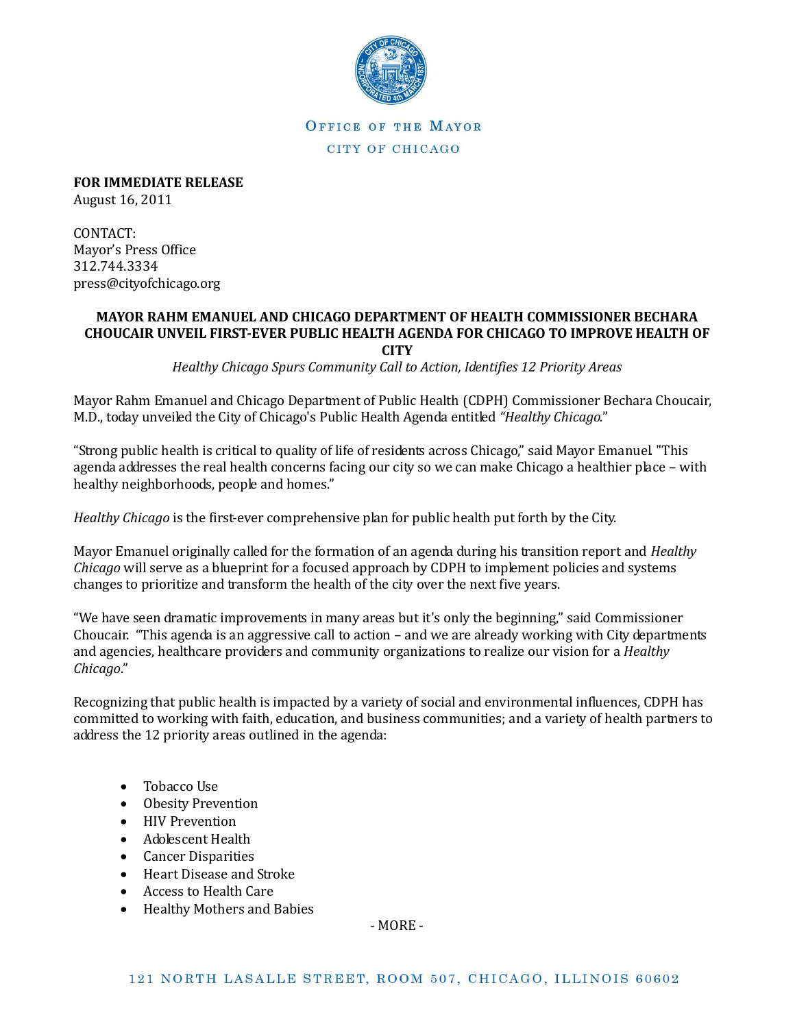OFFICE OF THE MAYOR

CITY OF CHICAGO

**FOR IMMEDIATE RELEASE**
August 16, 2011

CONTACT:
Mayor's Press Office
312.744.3334
press@cityofchicago.org

**MAYOR RAHM EMANUEL AND CHICAGO DEPARTMENT OF HEALTH COMMISSIONER BECHARA CHOUCAIR UNVEIL FIRST-EVER PUBLIC HEALTH AGENDA FOR CHICAGO TO IMPROVE HEALTH OF CITY**

*Healthy Chicago Spurs Community Call to Action, Identifies 12 Priority Areas*

Mayor Rahm Emanuel and Chicago Department of Public Health (CDPH) Commissioner Bechara Choucair, M.D., today unveiled the City of Chicago's Public Health Agenda entitled *"Healthy Chicago*."

"Strong public health is critical to quality of life of residents across Chicago," said Mayor Emanuel. "This agenda addresses the real health concerns facing our city so we can make Chicago a healthier place – with healthy neighborhoods, people and homes."

*Healthy Chicago* is the first-ever comprehensive plan for public health put forth by the City.

Mayor Emanuel originally called for the formation of an agenda during his transition report and *Healthy Chicago* will serve as a blueprint for a focused approach by CDPH to implement policies and systems changes to prioritize and transform the health of the city over the next five years.

"We have seen dramatic improvements in many areas but it's only the beginning," said Commissioner Choucair. "This agenda is an aggressive call to action – and we are already working with City departments and agencies, healthcare providers and community organizations to realize our vision for a *Healthy Chicago*."

Recognizing that public health is impacted by a variety of social and environmental influences, CDPH has committed to working with faith, education, and business communities; and a variety of health partners to address the 12 priority areas outlined in the agenda:

- Tobacco Use
- Obesity Prevention
- HIV Prevention
- Adolescent Health
- Cancer Disparities
- Heart Disease and Stroke
- Access to Health Care
- Healthy Mothers and Babies

- MORE -

121 NORTH LASALLE STREET, ROOM 507, CHICAGO, ILLINOIS 60602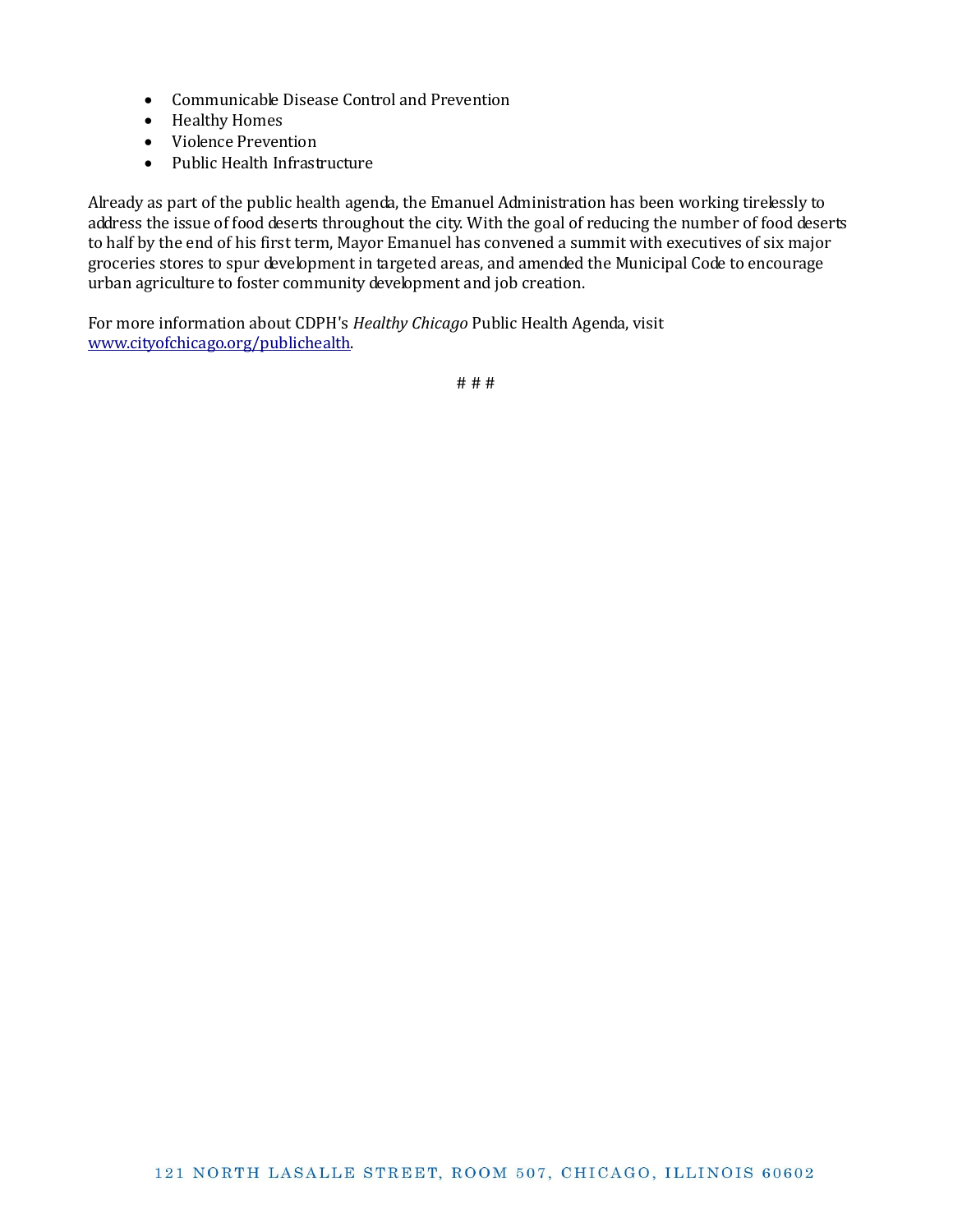- Communicable Disease Control and Prevention
- Healthy Homes
- Violence Prevention
- Public Health Infrastructure

Already as part of the public health agenda, the Emanuel Administration has been working tirelessly to address the issue of food deserts throughout the city. With the goal of reducing the number of food deserts to half by the end of his first term, Mayor Emanuel has convened a summit with executives of six major groceries stores to spur development in targeted areas, and amended the Municipal Code to encourage urban agriculture to foster community development and job creation.

For more information about CDPH's *Healthy Chicago* Public Health Agenda, visit [www.cityofchicago.org/publichealth](www.cityofchicago.org/publichealth).

# # #

121 NORTH LASALLE STREET, ROOM 507, CHICAGO, ILLINOIS 60602